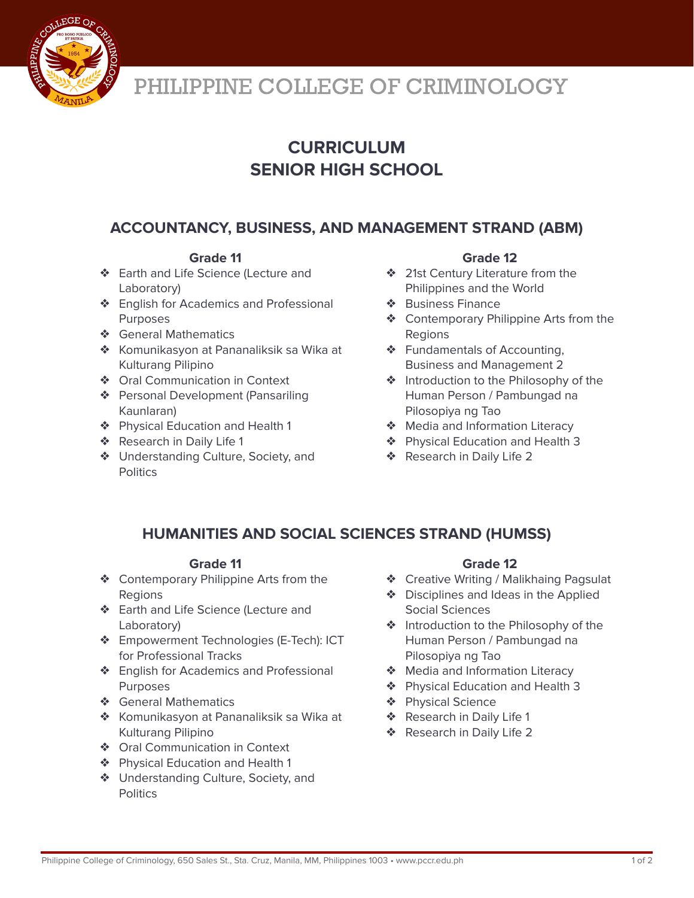# PHILIPPINE COLLEGE OF CRIMINOLOGY

## CURRICULUM
## SENIOR HIGH SCHOOL

### ACCOUNTANCY, BUSINESS, AND MANAGEMENT STRAND (ABM)

#### Grade 11

- Earth and Life Science (Lecture and Laboratory)
- English for Academics and Professional Purposes
- General Mathematics
- Komunikasyon at Pananaliksik sa Wika at Kulturang Pilipino
- Oral Communication in Context
- Personal Development (Pansariling Kaunlaran)
- Physical Education and Health 1
- Research in Daily Life 1
- Understanding Culture, Society, and Politics

#### Grade 12

- 21st Century Literature from the Philippines and the World
- Business Finance
- Contemporary Philippine Arts from the Regions
- Fundamentals of Accounting, Business and Management 2
- Introduction to the Philosophy of the Human Person / Pambungad na Pilosopiya ng Tao
- Media and Information Literacy
- Physical Education and Health 3
- Research in Daily Life 2

### HUMANITIES AND SOCIAL SCIENCES STRAND (HUMSS)

#### Grade 11

- Contemporary Philippine Arts from the Regions
- Earth and Life Science (Lecture and Laboratory)
- Empowerment Technologies (E-Tech): ICT for Professional Tracks
- English for Academics and Professional Purposes
- General Mathematics
- Komunikasyon at Pananaliksik sa Wika at Kulturang Pilipino
- Oral Communication in Context
- Physical Education and Health 1
- Understanding Culture, Society, and Politics

#### Grade 12

- Creative Writing / Malikhaing Pagsulat
- Disciplines and Ideas in the Applied Social Sciences
- Introduction to the Philosophy of the Human Person / Pambungad na Pilosopiya ng Tao
- Media and Information Literacy
- Physical Education and Health 3
- Physical Science
- Research in Daily Life 1
- Research in Daily Life 2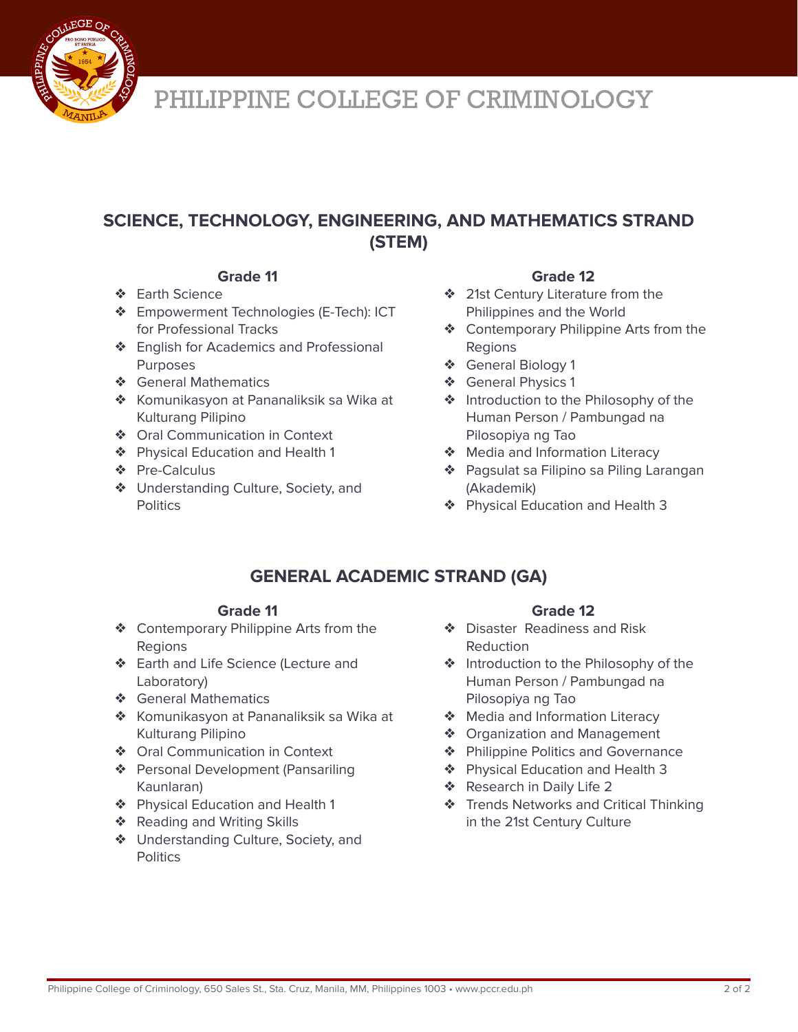## SCIENCE, TECHNOLOGY, ENGINEERING, AND MATHEMATICS STRAND (STEM)

### Grade 11

- Earth Science
- Empowerment Technologies (E-Tech): ICT for Professional Tracks
- English for Academics and Professional Purposes
- General Mathematics
- Komunikasyon at Pananaliksik sa Wika at Kulturang Pilipino
- Oral Communication in Context
- Physical Education and Health 1
- Pre-Calculus
- Understanding Culture, Society, and Politics

### Grade 12

- 21st Century Literature from the Philippines and the World
- Contemporary Philippine Arts from the Regions
- General Biology 1
- General Physics 1
- Introduction to the Philosophy of the Human Person / Pambungad na Pilosopiya ng Tao
- Media and Information Literacy
- Pagsulat sa Filipino sa Piling Larangan (Akademik)
- Physical Education and Health 3

## GENERAL ACADEMIC STRAND (GA)

### Grade 11

- Contemporary Philippine Arts from the Regions
- Earth and Life Science (Lecture and Laboratory)
- General Mathematics
- Komunikasyon at Pananaliksik sa Wika at Kulturang Pilipino
- Oral Communication in Context
- Personal Development (Pansariling Kaunlaran)
- Physical Education and Health 1
- Reading and Writing Skills
- Understanding Culture, Society, and Politics

### Grade 12

- Disaster  Readiness and Risk Reduction
- Introduction to the Philosophy of the Human Person / Pambungad na Pilosopiya ng Tao
- Media and Information Literacy
- Organization and Management
- Philippine Politics and Governance
- Physical Education and Health 3
- Research in Daily Life 2
- Trends Networks and Critical Thinking in the 21st Century Culture